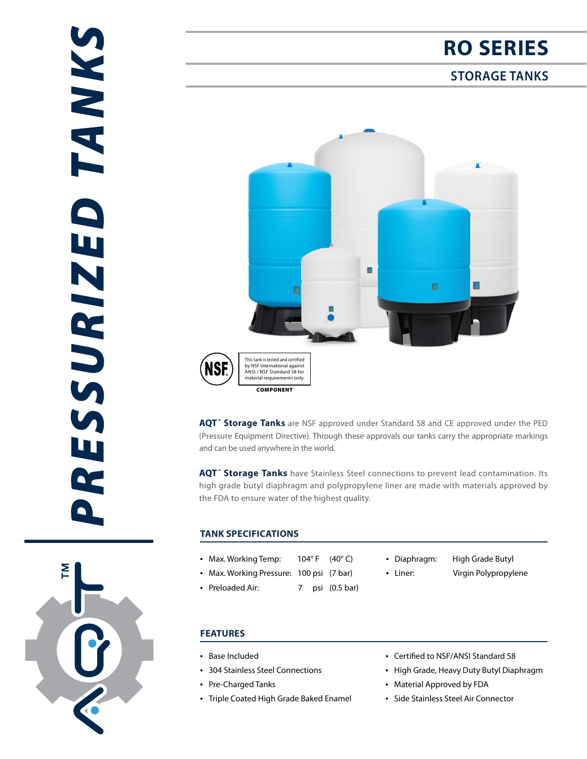# PRESSURIZED TANKS

# RO SERIES

## STORAGE TANKS

NSF — This tank is tested and certified by NSF International against ANSI / NSF Standard 58 for material requirements only.

COMPONENT

**AQT™ Storage Tanks** are NSF approved under Standard 58 and CE approved under the PED (Pressure Equipment Directive). Through these approvals our tanks carry the appropriate markings and can be used anywhere in the world.

**AQT™ Storage Tanks** have Stainless Steel connections to prevent lead contamination. Its high grade butyl diaphragm and polypropylene liner are made with materials approved by the FDA to ensure water of the highest quality.

### TANK SPECIFICATIONS

- Max. Working Temp: 104° F (40° C)
- Max. Working Pressure: 100 psi (7 bar)
- Preloaded Air: 7 psi (0.5 bar)
- Diaphragm: High Grade Butyl
- Liner: Virgin Polypropylene

### FEATURES

- Base Included
- 304 Stainless Steel Connections
- Pre-Charged Tanks
- Triple Coated High Grade Baked Enamel
- Certified to NSF/ANSI Standard 58
- High Grade, Heavy Duty Butyl Diaphragm
- Material Approved by FDA
- Side Stainless Steel Air Connector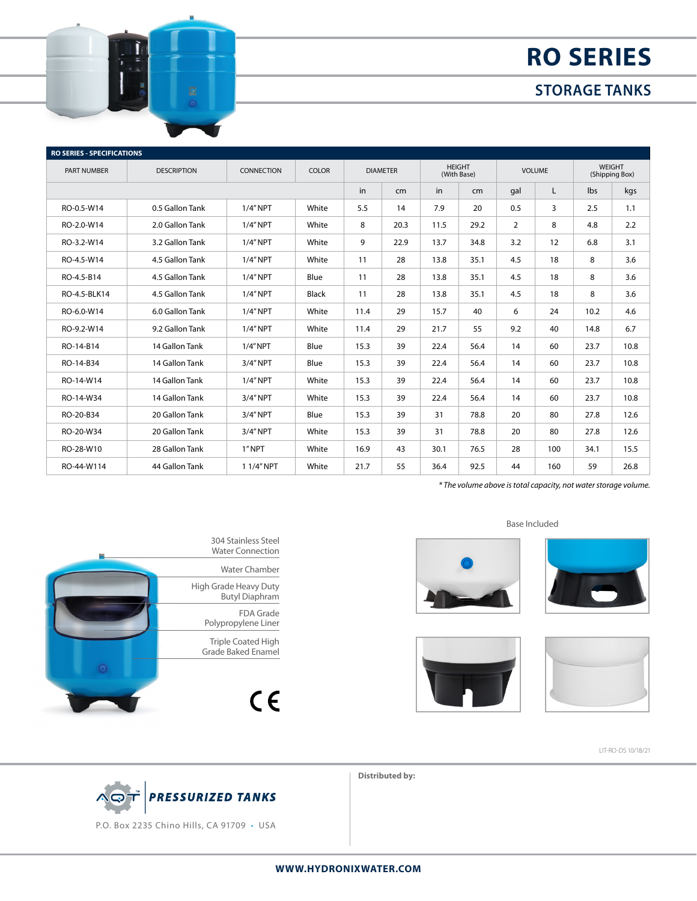# RO SERIES

## STORAGE TANKS

| RO SERIES - SPECIFICATIONS | | | | | | | | | | | |
|---|---|---|---|---|---|---|---|---|---|---|---|
| PART NUMBER | DESCRIPTION | CONNECTION | COLOR | DIAMETER | | HEIGHT (With Base) | | VOLUME | | WEIGHT (Shipping Box) | |
| | | | | in | cm | in | cm | gal | L | lbs | kgs |
| RO-0.5-W14 | 0.5 Gallon Tank | 1/4" NPT | White | 5.5 | 14 | 7.9 | 20 | 0.5 | 3 | 2.5 | 1.1 |
| RO-2.0-W14 | 2.0 Gallon Tank | 1/4" NPT | White | 8 | 20.3 | 11.5 | 29.2 | 2 | 8 | 4.8 | 2.2 |
| RO-3.2-W14 | 3.2 Gallon Tank | 1/4" NPT | White | 9 | 22.9 | 13.7 | 34.8 | 3.2 | 12 | 6.8 | 3.1 |
| RO-4.5-W14 | 4.5 Gallon Tank | 1/4" NPT | White | 11 | 28 | 13.8 | 35.1 | 4.5 | 18 | 8 | 3.6 |
| RO-4.5-B14 | 4.5 Gallon Tank | 1/4" NPT | Blue | 11 | 28 | 13.8 | 35.1 | 4.5 | 18 | 8 | 3.6 |
| RO-4.5-BLK14 | 4.5 Gallon Tank | 1/4" NPT | Black | 11 | 28 | 13.8 | 35.1 | 4.5 | 18 | 8 | 3.6 |
| RO-6.0-W14 | 6.0 Gallon Tank | 1/4" NPT | White | 11.4 | 29 | 15.7 | 40 | 6 | 24 | 10.2 | 4.6 |
| RO-9.2-W14 | 9.2 Gallon Tank | 1/4" NPT | White | 11.4 | 29 | 21.7 | 55 | 9.2 | 40 | 14.8 | 6.7 |
| RO-14-B14 | 14 Gallon Tank | 1/4" NPT | Blue | 15.3 | 39 | 22.4 | 56.4 | 14 | 60 | 23.7 | 10.8 |
| RO-14-B34 | 14 Gallon Tank | 3/4" NPT | Blue | 15.3 | 39 | 22.4 | 56.4 | 14 | 60 | 23.7 | 10.8 |
| RO-14-W14 | 14 Gallon Tank | 1/4" NPT | White | 15.3 | 39 | 22.4 | 56.4 | 14 | 60 | 23.7 | 10.8 |
| RO-14-W34 | 14 Gallon Tank | 3/4" NPT | White | 15.3 | 39 | 22.4 | 56.4 | 14 | 60 | 23.7 | 10.8 |
| RO-20-B34 | 20 Gallon Tank | 3/4" NPT | Blue | 15.3 | 39 | 31 | 78.8 | 20 | 80 | 27.8 | 12.6 |
| RO-20-W34 | 20 Gallon Tank | 3/4" NPT | White | 15.3 | 39 | 31 | 78.8 | 20 | 80 | 27.8 | 12.6 |
| RO-28-W10 | 28 Gallon Tank | 1" NPT | White | 16.9 | 43 | 30.1 | 76.5 | 28 | 100 | 34.1 | 15.5 |
| RO-44-W114 | 44 Gallon Tank | 1 1/4" NPT | White | 21.7 | 55 | 36.4 | 92.5 | 44 | 160 | 59 | 26.8 |

*\* The volume above is total capacity, not water storage volume.*

304 Stainless Steel Water Connection

Water Chamber

High Grade Heavy Duty Butyl Diaphram

FDA Grade Polypropylene Liner

Triple Coated High Grade Baked Enamel

CE

Base Included

LIT-RO-DS 10/18/21

AQT PRESSURIZED TANKS

P.O. Box 2235 Chino Hills, CA 91709 • USA

**Distributed by:**

**WWW.HYDRONIXWATER.COM**